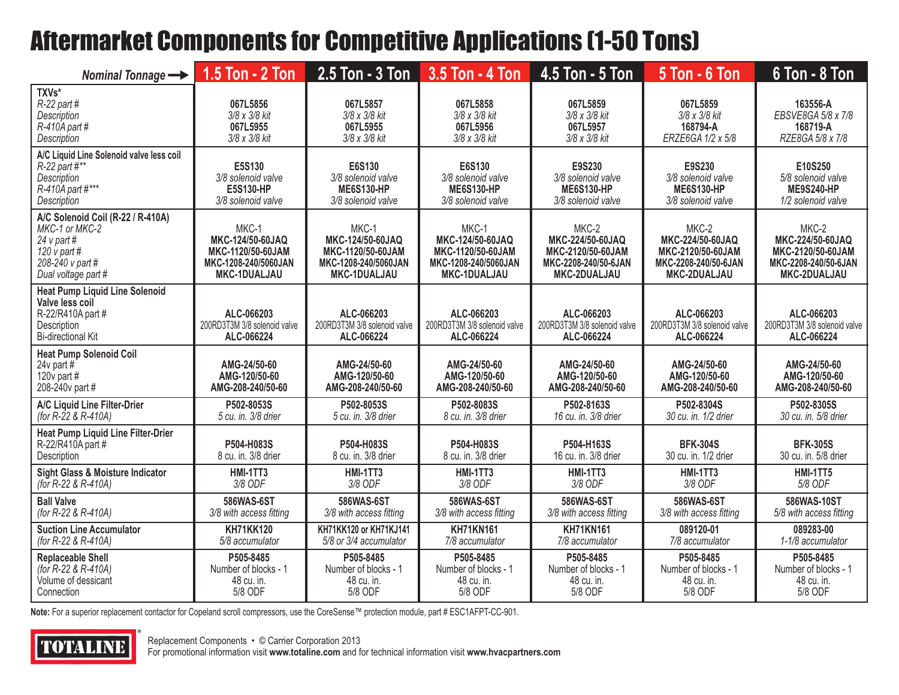# Aftermarket Components for Competitive Applications (1-50 Tons)

| Nominal Tonnage → | 1.5 Ton - 2 Ton | 2.5 Ton - 3 Ton | 3.5 Ton - 4 Ton | 4.5 Ton - 5 Ton | 5 Ton - 6 Ton | 6 Ton - 8 Ton |
|---|---|---|---|---|---|---|
| **TXVs***<br>*R-22 part #*<br>*Description*<br>*R-410A part #*<br>*Description* | **067L5856**<br>*3/8 x 3/8 kit*<br>**067L5955**<br>*3/8 x 3/8 kit* | **067L5857**<br>*3/8 x 3/8 kit*<br>**067L5955**<br>*3/8 x 3/8 kit* | **067L5858**<br>*3/8 x 3/8 kit*<br>**067L5956**<br>*3/8 x 3/8 kit* | **067L5859**<br>*3/8 x 3/8 kit*<br>**067L5957**<br>*3/8 x 3/8 kit* | **067L5859**<br>*3/8 x 3/8 kit*<br>**168794-A**<br>*ERZE6GA 1/2 x 5/8* | **163556-A**<br>*EBSVE8GA 5/8 x 7/8*<br>**168719-A**<br>*RZE8GA 5/8 x 7/8* |
| **A/C Liquid Line Solenoid valve less coil**<br>*R-22 part #***<br>*Description*<br>*R-410A part #****<br>*Description* | **E5S130**<br>*3/8 solenoid valve*<br>**E5S130-HP**<br>*3/8 solenoid valve* | **E6S130**<br>*3/8 solenoid valve*<br>**ME6S130-HP**<br>*3/8 solenoid valve* | **E6S130**<br>*3/8 solenoid valve*<br>**ME6S130-HP**<br>*3/8 solenoid valve* | **E9S230**<br>*3/8 solenoid valve*<br>**ME6S130-HP**<br>*3/8 solenoid valve* | **E9S230**<br>*3/8 solenoid valve*<br>**ME6S130-HP**<br>*3/8 solenoid valve* | **E10S250**<br>*5/8 solenoid valve*<br>**ME9S240-HP**<br>*1/2 solenoid valve* |
| **A/C Solenoid Coil (R-22 / R-410A)**<br>*MKC-1 or MKC-2*<br>*24 v part #*<br>*120 v part #*<br>*208-240 v part #*<br>*Dual voltage part #* | MKC-1<br>**MKC-124/50-60JAQ**<br>**MKC-1120/50-60JAM**<br>**MKC-1208-240/5060JAN**<br>**MKC-1DUALJAU** | MKC-1<br>**MKC-124/50-60JAQ**<br>**MKC-1120/50-60JAM**<br>**MKC-1208-240/5060JAN**<br>**MKC-1DUALJAU** | MKC-1<br>**MKC-124/50-60JAQ**<br>**MKC-1120/50-60JAM**<br>**MKC-1208-240/5060JAN**<br>**MKC-1DUALJAU** | MKC-2<br>**MKC-224/50-60JAQ**<br>**MKC-2120/50-60JAM**<br>**MKC-2208-240/50-6JAN**<br>**MKC-2DUALJAU** | MKC-2<br>**MKC-224/50-60JAQ**<br>**MKC-2120/50-60JAM**<br>**MKC-2208-240/50-6JAN**<br>**MKC-2DUALJAU** | MKC-2<br>**MKC-224/50-60JAQ**<br>**MKC-2120/50-60JAM**<br>**MKC-2208-240/50-6JAN**<br>**MKC-2DUALJAU** |
| **Heat Pump Liquid Line Solenoid Valve less coil**<br>R-22/R410A part #<br>Description<br>Bi-directional Kit | **ALC-066203**<br>200RD3T3M 3/8 solenoid valve<br>**ALC-066224** | **ALC-066203**<br>200RD3T3M 3/8 solenoid valve<br>**ALC-066224** | **ALC-066203**<br>200RD3T3M 3/8 solenoid valve<br>**ALC-066224** | **ALC-066203**<br>200RD3T3M 3/8 solenoid valve<br>**ALC-066224** | **ALC-066203**<br>200RD3T3M 3/8 solenoid valve<br>**ALC-066224** | **ALC-066203**<br>200RD3T3M 3/8 solenoid valve<br>**ALC-066224** |
| **Heat Pump Solenoid Coil**<br>24v part #<br>120v part #<br>208-240v part # | **AMG-24/50-60**<br>**AMG-120/50-60**<br>**AMG-208-240/50-60** | **AMG-24/50-60**<br>**AMG-120/50-60**<br>**AMG-208-240/50-60** | **AMG-24/50-60**<br>**AMG-120/50-60**<br>**AMG-208-240/50-60** | **AMG-24/50-60**<br>**AMG-120/50-60**<br>**AMG-208-240/50-60** | **AMG-24/50-60**<br>**AMG-120/50-60**<br>**AMG-208-240/50-60** | **AMG-24/50-60**<br>**AMG-120/50-60**<br>**AMG-208-240/50-60** |
| **A/C Liquid Line Filter-Drier**<br>*(for R-22 & R-410A)* | **P502-8053S**<br>*5 cu. in. 3/8 drier* | **P502-8053S**<br>*5 cu. in. 3/8 drier* | **P502-8083S**<br>*8 cu. in. 3/8 drier* | **P502-8163S**<br>*16 cu. in. 3/8 drier* | **P502-8304S**<br>*30 cu. in. 1/2 drier* | **P502-8305S**<br>*30 cu. in. 5/8 drier* |
| **Heat Pump Liquid Line Filter-Drier**<br>R-22/R410A part #<br>Description | **P504-H083S**<br>8 cu. in. 3/8 drier | **P504-H083S**<br>8 cu. in. 3/8 drier | **P504-H083S**<br>8 cu. in. 3/8 drier | **P504-H163S**<br>16 cu. in. 3/8 drier | **BFK-304S**<br>30 cu. in. 1/2 drier | **BFK-305S**<br>30 cu. in. 5/8 drier |
| **Sight Glass & Moisture Indicator**<br>*(for R-22 & R-410A)* | **HMI-1TT3**<br>*3/8 ODF* | **HMI-1TT3**<br>*3/8 ODF* | **HMI-1TT3**<br>*3/8 ODF* | **HMI-1TT3**<br>*3/8 ODF* | **HMI-1TT3**<br>*3/8 ODF* | **HMI-1TT5**<br>*5/8 ODF* |
| **Ball Valve**<br>*(for R-22 & R-410A)* | **586WAS-6ST**<br>*3/8 with access fitting* | **586WAS-6ST**<br>*3/8 with access fitting* | **586WAS-6ST**<br>*3/8 with access fitting* | **586WAS-6ST**<br>*3/8 with access fitting* | **586WAS-6ST**<br>*3/8 with access fitting* | **586WAS-10ST**<br>*5/8 with access fitting* |
| **Suction Line Accumulator**<br>*(for R-22 & R-410A)* | **KH71KK120**<br>*5/8 accumulator* | **KH71KK120 or KH71KJ141**<br>*5/8 or 3/4 accumulator* | **KH71KN161**<br>*7/8 accumulator* | **KH71KN161**<br>*7/8 accumulator* | **089120-01**<br>*7/8 accumulator* | **089283-00**<br>*1-1/8 accumulator* |
| **Replaceable Shell**<br>*(for R-22 & R-410A)*<br>Volume of dessicant<br>Connection | **P505-8485**<br>Number of blocks - 1<br>48 cu. in.<br>5/8 ODF | **P505-8485**<br>Number of blocks - 1<br>48 cu. in.<br>5/8 ODF | **P505-8485**<br>Number of blocks - 1<br>48 cu. in.<br>5/8 ODF | **P505-8485**<br>Number of blocks - 1<br>48 cu. in.<br>5/8 ODF | **P505-8485**<br>Number of blocks - 1<br>48 cu. in.<br>5/8 ODF | **P505-8485**<br>Number of blocks - 1<br>48 cu. in.<br>5/8 ODF |

**Note:** For a superior replacement contactor for Copeland scroll compressors, use the CoreSense™ protection module, part # ESC1AFPT-CC-901.

TOTALINE®

Replacement Components • © Carrier Corporation 2013
For promotional information visit **www.totaline.com** and for technical information visit **www.hvacpartners.com**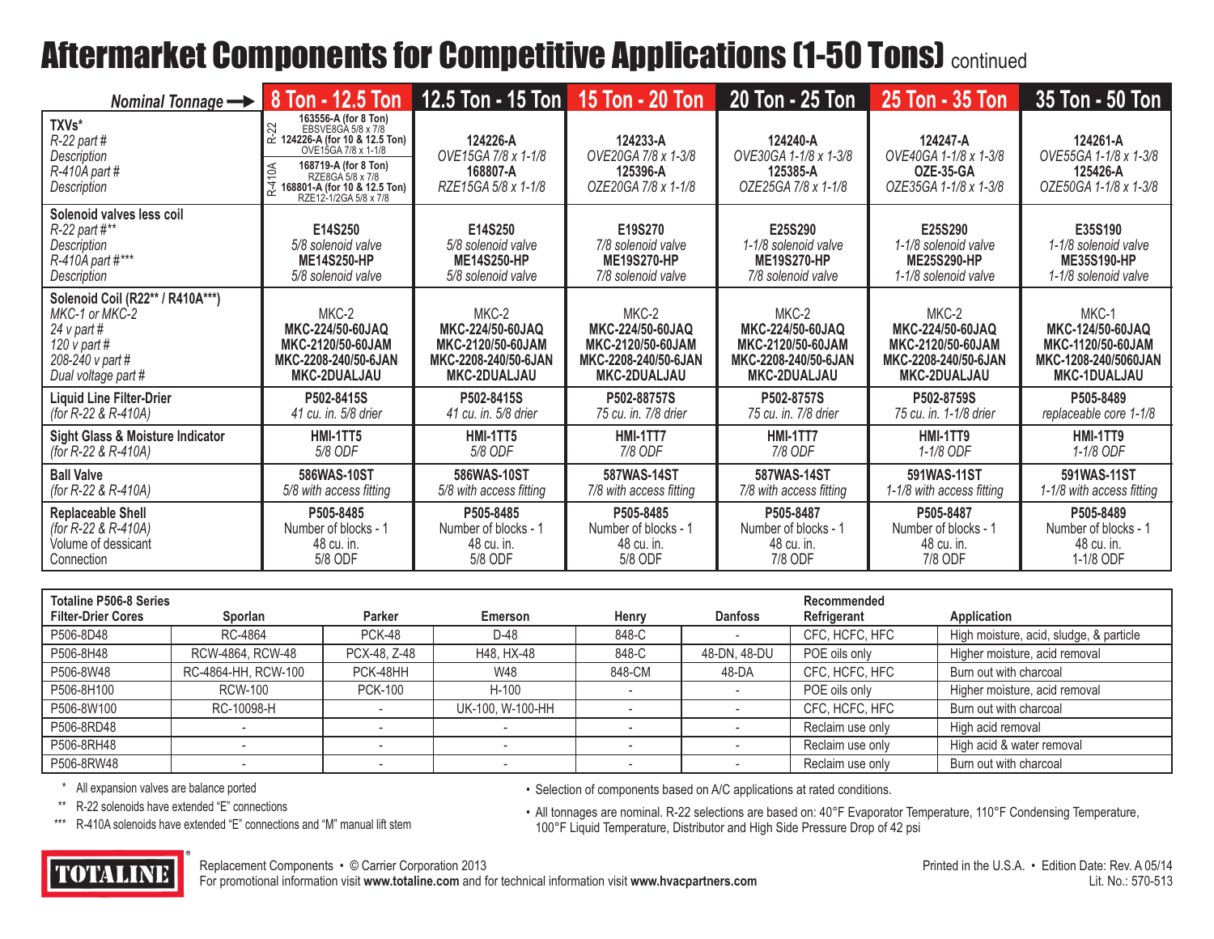# Aftermarket Components for Competitive Applications (1-50 Tons) continued

| *Nominal Tonnage* → | 8 Ton - 12.5 Ton | 12.5 Ton - 15 Ton | 15 Ton - 20 Ton | 20 Ton - 25 Ton | 25 Ton - 35 Ton | 35 Ton - 50 Ton |
|---|---|---|---|---|---|---|
| **TXVs***<br>*R-22 part #*<br>*Description*<br>*R-410A part #*<br>*Description* | R-22: **163556-A (for 8 Ton)** EBSVE8GA 5/8 x 7/8<br>**124226-A (for 10 & 12.5 Ton)** OVE15GA 7/8 x 1-1/8<br>R-410A: **168719-A (for 8 Ton)** RZE8GA 5/8 x 7/8<br>**168801-A (for 10 & 12.5 Ton)** RZE12-1/2GA 5/8 x 7/8 | **124226-A**<br>*OVE15GA 7/8 x 1-1/8*<br>**168807-A**<br>*RZE15GA 5/8 x 1-1/8* | **124233-A**<br>*OVE20GA 7/8 x 1-3/8*<br>**125396-A**<br>*OZE20GA 7/8 x 1-1/8* | **124240-A**<br>*OVE30GA 1-1/8 x 1-3/8*<br>**125385-A**<br>*OZE25GA 7/8 x 1-1/8* | **124247-A**<br>*OVE40GA 1-1/8 x 1-3/8*<br>**OZE-35-GA**<br>*OZE35GA 1-1/8 x 1-3/8* | **124261-A**<br>*OVE55GA 1-1/8 x 1-3/8*<br>**125426-A**<br>*OZE50GA 1-1/8 x 1-3/8* |
| **Solenoid valves less coil**<br>*R-22 part #***<br>*Description*<br>*R-410A part #****<br>*Description* | **E14S250**<br>*5/8 solenoid valve*<br>**ME14S250-HP**<br>*5/8 solenoid valve* | **E14S250**<br>*5/8 solenoid valve*<br>**ME14S250-HP**<br>*5/8 solenoid valve* | **E19S270**<br>*7/8 solenoid valve*<br>**ME19S270-HP**<br>*7/8 solenoid valve* | **E25S290**<br>*1-1/8 solenoid valve*<br>**ME19S270-HP**<br>*7/8 solenoid valve* | **E25S290**<br>*1-1/8 solenoid valve*<br>**ME25S290-HP**<br>*1-1/8 solenoid valve* | **E35S190**<br>*1-1/8 solenoid valve*<br>**ME35S190-HP**<br>*1-1/8 solenoid valve* |
| **Solenoid Coil (R22** / R410A***)**<br>*MKC-1 or MKC-2*<br>*24 v part #*<br>*120 v part #*<br>*208-240 v part #*<br>*Dual voltage part #* | MKC-2<br>**MKC-224/50-60JAQ**<br>**MKC-2120/50-60JAM**<br>**MKC-2208-240/50-6JAN**<br>**MKC-2DUALJAU** | MKC-2<br>**MKC-224/50-60JAQ**<br>**MKC-2120/50-60JAM**<br>**MKC-2208-240/50-6JAN**<br>**MKC-2DUALJAU** | MKC-2<br>**MKC-224/50-60JAQ**<br>**MKC-2120/50-60JAM**<br>**MKC-2208-240/50-6JAN**<br>**MKC-2DUALJAU** | MKC-2<br>**MKC-224/50-60JAQ**<br>**MKC-2120/50-60JAM**<br>**MKC-2208-240/50-6JAN**<br>**MKC-2DUALJAU** | MKC-2<br>**MKC-224/50-60JAQ**<br>**MKC-2120/50-60JAM**<br>**MKC-2208-240/50-6JAN**<br>**MKC-2DUALJAU** | MKC-1<br>**MKC-124/50-60JAQ**<br>**MKC-1120/50-60JAM**<br>**MKC-1208-240/5060JAN**<br>**MKC-1DUALJAU** |
| **Liquid Line Filter-Drier**<br>*(for R-22 & R-410A)* | **P502-8415S**<br>*41 cu. in. 5/8 drier* | **P502-8415S**<br>*41 cu. in. 5/8 drier* | **P502-88757S**<br>*75 cu. in. 7/8 drier* | **P502-8757S**<br>*75 cu. in. 7/8 drier* | **P502-8759S**<br>*75 cu. in. 1-1/8 drier* | **P505-8489**<br>*replaceable core 1-1/8* |
| **Sight Glass & Moisture Indicator**<br>*(for R-22 & R-410A)* | **HMI-1TT5**<br>*5/8 ODF* | **HMI-1TT5**<br>*5/8 ODF* | **HMI-1TT7**<br>*7/8 ODF* | **HMI-1TT7**<br>*7/8 ODF* | **HMI-1TT9**<br>*1-1/8 ODF* | **HMI-1TT9**<br>*1-1/8 ODF* |
| **Ball Valve**<br>*(for R-22 & R-410A)* | **586WAS-10ST**<br>*5/8 with access fitting* | **586WAS-10ST**<br>*5/8 with access fitting* | **587WAS-14ST**<br>*7/8 with access fitting* | **587WAS-14ST**<br>*7/8 with access fitting* | **591WAS-11ST**<br>*1-1/8 with access fitting* | **591WAS-11ST**<br>*1-1/8 with access fitting* |
| **Replaceable Shell**<br>*(for R-22 & R-410A)*<br>Volume of dessicant<br>Connection | **P505-8485**<br>Number of blocks - 1<br>48 cu. in.<br>5/8 ODF | **P505-8485**<br>Number of blocks - 1<br>48 cu. in.<br>5/8 ODF | **P505-8485**<br>Number of blocks - 1<br>48 cu. in.<br>5/8 ODF | **P505-8487**<br>Number of blocks - 1<br>48 cu. in.<br>7/8 ODF | **P505-8487**<br>Number of blocks - 1<br>48 cu. in.<br>7/8 ODF | **P505-8489**<br>Number of blocks - 1<br>48 cu. in.<br>1-1/8 ODF |

| Totaline P506-8 Series Filter-Drier Cores | Sporlan | Parker | Emerson | Henry | Danfoss | Recommended Refrigerant | Application |
|---|---|---|---|---|---|---|---|
| P506-8D48 | RC-4864 | PCK-48 | D-48 | 848-C | - | CFC, HCFC, HFC | High moisture, acid, sludge, & particle |
| P506-8H48 | RCW-4864, RCW-48 | PCX-48, Z-48 | H48, HX-48 | 848-C | 48-DN, 48-DU | POE oils only | Higher moisture, acid removal |
| P506-8W48 | RC-4864-HH, RCW-100 | PCK-48HH | W48 | 848-CM | 48-DA | CFC, HCFC, HFC | Burn out with charcoal |
| P506-8H100 | RCW-100 | PCK-100 | H-100 | - | - | POE oils only | Higher moisture, acid removal |
| P506-8W100 | RC-10098-H | - | UK-100, W-100-HH | - | - | CFC, HCFC, HFC | Burn out with charcoal |
| P506-8RD48 | - | - | - | - | - | Reclaim use only | High acid removal |
| P506-8RH48 | - | - | - | - | - | Reclaim use only | High acid & water removal |
| P506-8RW48 | - | - | - | - | - | Reclaim use only | Burn out with charcoal |

\* All expansion valves are balance ported

** R-22 solenoids have extended "E" connections

*** R-410A solenoids have extended "E" connections and "M" manual lift stem

- Selection of components based on A/C applications at rated conditions.
- All tonnages are nominal. R-22 selections are based on: 40°F Evaporator Temperature, 110°F Condensing Temperature, 100°F Liquid Temperature, Distributor and High Side Pressure Drop of 42 psi

TOTALINE®

Replacement Components • © Carrier Corporation 2013
For promotional information visit **www.totaline.com** and for technical information visit **www.hvacpartners.com**

Printed in the U.S.A. • Edition Date: Rev. A 05/14
Lit. No.: 570-513